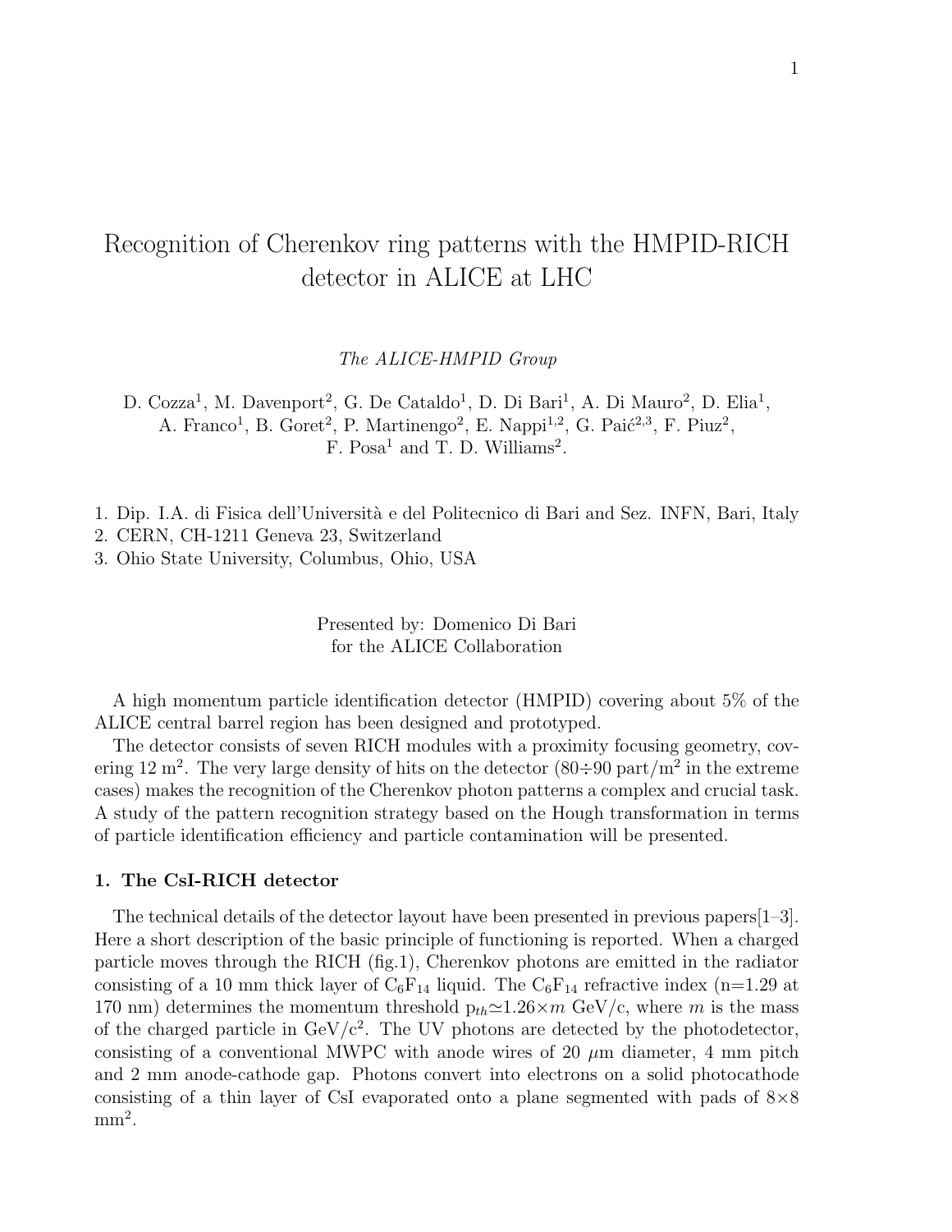# Recognition of Cherenkov ring patterns with the HMPID-RICH detector in ALICE at LHC

*The ALICE-HMPID Group*

D. Cozza[1], M. Davenport[2], G. De Cataldo[1], D. Di Bari[1], A. Di Mauro[2], D. Elia[1], A. Franco[1], B. Goret[2], P. Martinengo[2], E. Nappi[1,2], G. Paić[2,3], F. Piuz[2], F. Posa[1] and T. D. Williams[2].

1. Dip. I.A. di Fisica dell'Università e del Politecnico di Bari and Sez. INFN, Bari, Italy
2. CERN, CH-1211 Geneva 23, Switzerland
3. Ohio State University, Columbus, Ohio, USA

Presented by: Domenico Di Bari
for the ALICE Collaboration

A high momentum particle identification detector (HMPID) covering about 5% of the ALICE central barrel region has been designed and prototyped.

The detector consists of seven RICH modules with a proximity focusing geometry, covering 12 $m^2$. The very large density of hits on the detector (80÷90 part/$m^2$ in the extreme cases) makes the recognition of the Cherenkov photon patterns a complex and crucial task. A study of the pattern recognition strategy based on the Hough transformation in terms of particle identification efficiency and particle contamination will be presented.

## 1. The CsI-RICH detector

The technical details of the detector layout have been presented in previous papers[1–3]. Here a short description of the basic principle of functioning is reported. When a charged particle moves through the RICH (fig.1), Cherenkov photons are emitted in the radiator consisting of a 10 mm thick layer of $C_6F_{14}$ liquid. The $C_6F_{14}$ refractive index (n=1.29 at 170 nm) determines the momentum threshold $p_{th} \simeq 1.26 \times m$ GeV/c, where $m$ is the mass of the charged particle in GeV/$c^2$. The UV photons are detected by the photodetector, consisting of a conventional MWPC with anode wires of 20 $\mu$m diameter, 4 mm pitch and 2 mm anode-cathode gap. Photons convert into electrons on a solid photocathode consisting of a thin layer of CsI evaporated onto a plane segmented with pads of 8×8 $mm^2$.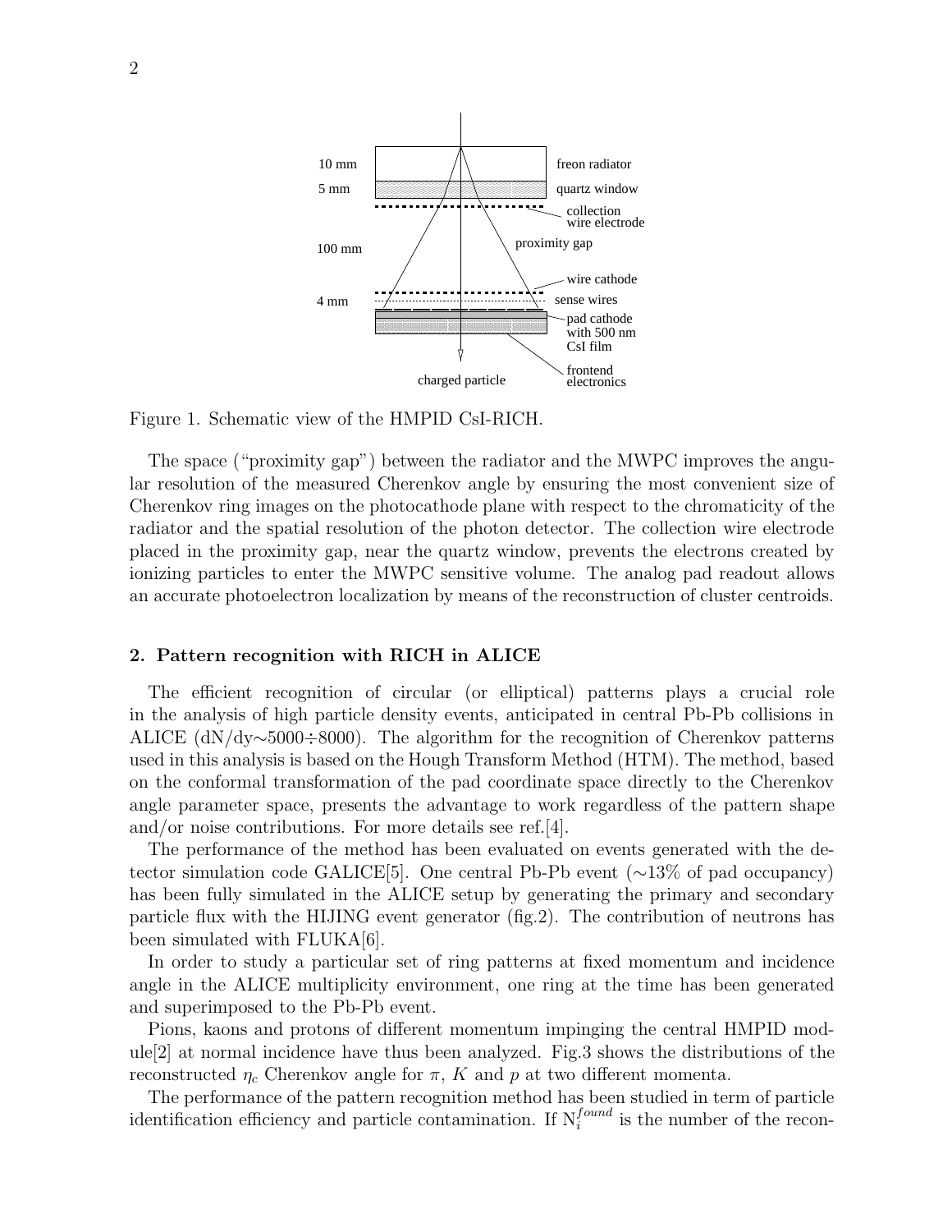Figure 1. Schematic view of the HMPID CsI-RICH.

The space ("proximity gap") between the radiator and the MWPC improves the angular resolution of the measured Cherenkov angle by ensuring the most convenient size of Cherenkov ring images on the photocathode plane with respect to the chromaticity of the radiator and the spatial resolution of the photon detector. The collection wire electrode placed in the proximity gap, near the quartz window, prevents the electrons created by ionizing particles to enter the MWPC sensitive volume. The analog pad readout allows an accurate photoelectron localization by means of the reconstruction of cluster centroids.

## 2. Pattern recognition with RICH in ALICE

The efficient recognition of circular (or elliptical) patterns plays a crucial role in the analysis of high particle density events, anticipated in central Pb-Pb collisions in ALICE (dN/dy$\sim$5000$\div$8000). The algorithm for the recognition of Cherenkov patterns used in this analysis is based on the Hough Transform Method (HTM). The method, based on the conformal transformation of the pad coordinate space directly to the Cherenkov angle parameter space, presents the advantage to work regardless of the pattern shape and/or noise contributions. For more details see ref.[4].

The performance of the method has been evaluated on events generated with the detector simulation code GALICE[5]. One central Pb-Pb event ($\sim$13% of pad occupancy) has been fully simulated in the ALICE setup by generating the primary and secondary particle flux with the HIJING event generator (fig.2). The contribution of neutrons has been simulated with FLUKA[6].

In order to study a particular set of ring patterns at fixed momentum and incidence angle in the ALICE multiplicity environment, one ring at the time has been generated and superimposed to the Pb-Pb event.

Pions, kaons and protons of different momentum impinging the central HMPID module[2] at normal incidence have thus been analyzed. Fig.3 shows the distributions of the reconstructed $\eta_c$ Cherenkov angle for $\pi$, $K$ and $p$ at two different momenta.

The performance of the pattern recognition method has been studied in term of particle identification efficiency and particle contamination. If $N_i^{found}$ is the number of the recon-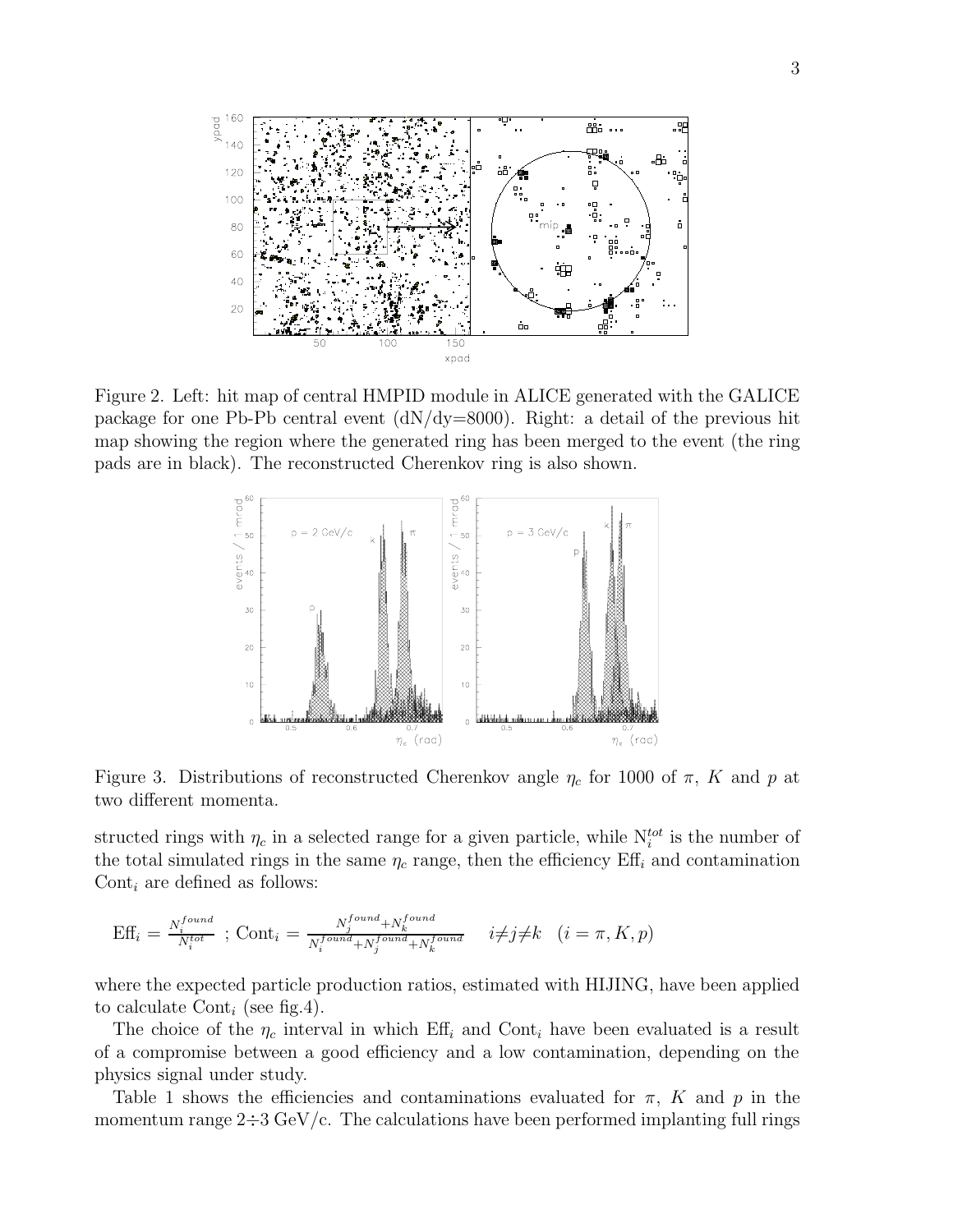Figure 2. Left: hit map of central HMPID module in ALICE generated with the GALICE package for one Pb-Pb central event (dN/dy=8000). Right: a detail of the previous hit map showing the region where the generated ring has been merged to the event (the ring pads are in black). The reconstructed Cherenkov ring is also shown.

Figure 3. Distributions of reconstructed Cherenkov angle $\eta_c$ for 1000 of $\pi$, $K$ and $p$ at two different momenta.

structed rings with $\eta_c$ in a selected range for a given particle, while $N_i^{tot}$ is the number of the total simulated rings in the same $\eta_c$ range, then the efficiency $\text{Eff}_i$ and contamination $\text{Cont}_i$ are defined as follows:

$$\text{Eff}_i = \frac{N_i^{found}}{N_i^{tot}} \;;\; \text{Cont}_i = \frac{N_j^{found} + N_k^{found}}{N_i^{found} + N_j^{found} + N_k^{found}} \quad i \neq j \neq k \quad (i = \pi, K, p)$$

where the expected particle production ratios, estimated with HIJING, have been applied to calculate $\text{Cont}_i$ (see fig.4).

The choice of the $\eta_c$ interval in which $\text{Eff}_i$ and $\text{Cont}_i$ have been evaluated is a result of a compromise between a good efficiency and a low contamination, depending on the physics signal under study.

Table 1 shows the efficiencies and contaminations evaluated for $\pi$, $K$ and $p$ in the momentum range 2÷3 GeV/c. The calculations have been performed implanting full rings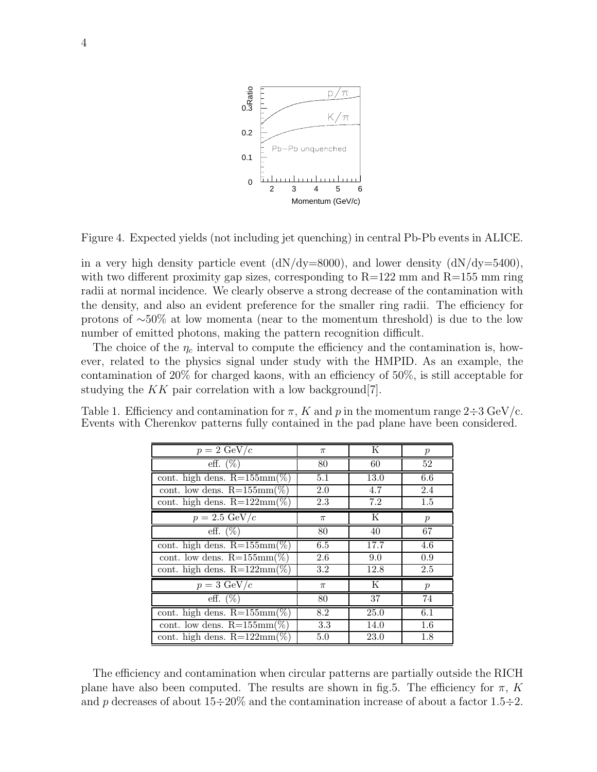Figure 4. Expected yields (not including jet quenching) in central Pb-Pb events in ALICE.

in a very high density particle event (dN/dy=8000), and lower density (dN/dy=5400), with two different proximity gap sizes, corresponding to R=122 mm and R=155 mm ring radii at normal incidence. We clearly observe a strong decrease of the contamination with the density, and also an evident preference for the smaller ring radii. The efficiency for protons of $\sim$50% at low momenta (near to the momentum threshold) is due to the low number of emitted photons, making the pattern recognition difficult.

The choice of the $\eta_c$ interval to compute the efficiency and the contamination is, however, related to the physics signal under study with the HMPID. As an example, the contamination of 20% for charged kaons, with an efficiency of 50%, is still acceptable for studying the $KK$ pair correlation with a low background[7].

Table 1. Efficiency and contamination for $\pi$, $K$ and $p$ in the momentum range $2\div3$ GeV/c. Events with Cherenkov patterns fully contained in the pad plane have been considered.

| $p = 2$ GeV/$c$ | $\pi$ | K | $p$ |
|---|---|---|---|
| eff. (%) | 80 | 60 | 52 |
| cont. high dens. R=155mm(%) | 5.1 | 13.0 | 6.6 |
| cont. low dens. R=155mm(%) | 2.0 | 4.7 | 2.4 |
| cont. high dens. R=122mm(%) | 2.3 | 7.2 | 1.5 |
| $p = 2.5$ GeV/$c$ | $\pi$ | K | $p$ |
| eff. (%) | 80 | 40 | 67 |
| cont. high dens. R=155mm(%) | 6.5 | 17.7 | 4.6 |
| cont. low dens. R=155mm(%) | 2.6 | 9.0 | 0.9 |
| cont. high dens. R=122mm(%) | 3.2 | 12.8 | 2.5 |
| $p = 3$ GeV/$c$ | $\pi$ | K | $p$ |
| eff. (%) | 80 | 37 | 74 |
| cont. high dens. R=155mm(%) | 8.2 | 25.0 | 6.1 |
| cont. low dens. R=155mm(%) | 3.3 | 14.0 | 1.6 |
| cont. high dens. R=122mm(%) | 5.0 | 23.0 | 1.8 |

The efficiency and contamination when circular patterns are partially outside the RICH plane have also been computed. The results are shown in fig.5. The efficiency for $\pi$, $K$ and $p$ decreases of about $15\div20$% and the contamination increase of about a factor $1.5\div2$.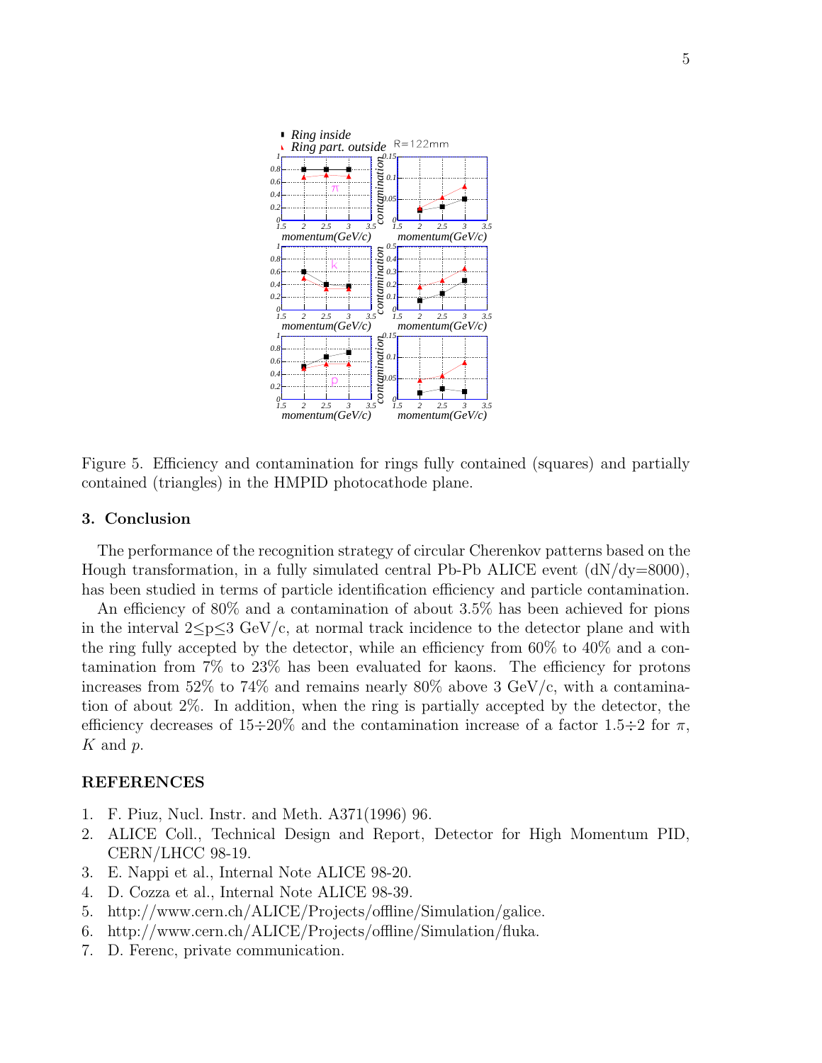Ring inside
Ring part. outside
R=122mm

π

k

p

momentum(GeV/c)

contamination

Figure 5. Efficiency and contamination for rings fully contained (squares) and partially contained (triangles) in the HMPID photocathode plane.

## 3. Conclusion

The performance of the recognition strategy of circular Cherenkov patterns based on the Hough transformation, in a fully simulated central Pb-Pb ALICE event (dN/dy=8000), has been studied in terms of particle identification efficiency and particle contamination.

An efficiency of 80% and a contamination of about 3.5% has been achieved for pions in the interval $2 \leq p \leq 3$ GeV/c, at normal track incidence to the detector plane and with the ring fully accepted by the detector, while an efficiency from 60% to 40% and a contamination from 7% to 23% has been evaluated for kaons. The efficiency for protons increases from 52% to 74% and remains nearly 80% above 3 GeV/c, with a contamination of about 2%. In addition, when the ring is partially accepted by the detector, the efficiency decreases of 15÷20% and the contamination increase of a factor 1.5÷2 for $\pi$, $K$ and $p$.

## REFERENCES

1. F. Piuz, Nucl. Instr. and Meth. A371(1996) 96.
2. ALICE Coll., Technical Design and Report, Detector for High Momentum PID, CERN/LHCC 98-19.
3. E. Nappi et al., Internal Note ALICE 98-20.
4. D. Cozza et al., Internal Note ALICE 98-39.
5. http://www.cern.ch/ALICE/Projects/offline/Simulation/galice.
6. http://www.cern.ch/ALICE/Projects/offline/Simulation/fluka.
7. D. Ferenc, private communication.